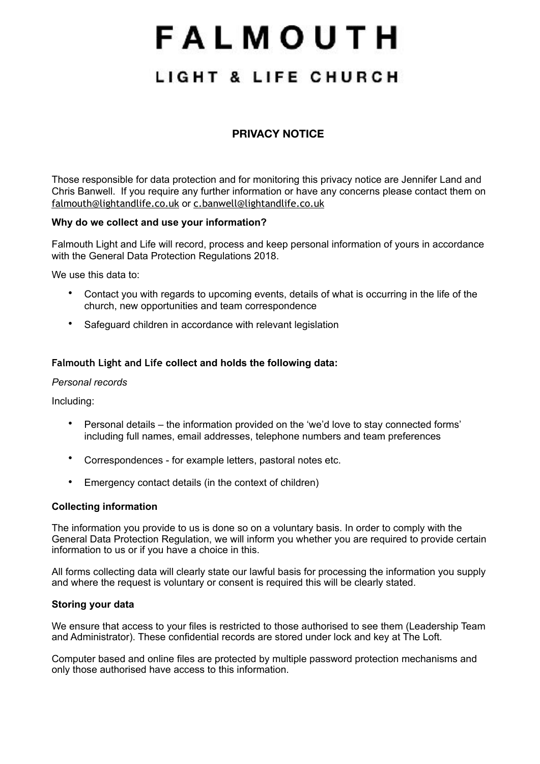# FALMOUTH

## LIGHT & LIFE CHURCH

### PRIVACY NOTICE

Those responsible for data protection and for monitoring this privacy notice are Jennifer Land and Chris Banwell. If you require any further information or have any concerns please contact them on falmouth@lightandlife.co.uk or c.banwell@lightandlife.co.uk

**Why do we collect and use your information?**

Falmouth Light and Life will record, process and keep personal information of yours in accordance with the General Data Protection Regulations 2018.

We use this data to:

- Contact you with regards to upcoming events, details of what is occurring in the life of the church, new opportunities and team correspondence
- Safeguard children in accordance with relevant legislation

**Falmouth Light and Life collect and holds the following data:**

*Personal records*

Including:

- Personal details – the information provided on the 'we'd love to stay connected forms' including full names, email addresses, telephone numbers and team preferences
- Correspondences - for example letters, pastoral notes etc.
- Emergency contact details (in the context of children)

**Collecting information**

The information you provide to us is done so on a voluntary basis. In order to comply with the General Data Protection Regulation, we will inform you whether you are required to provide certain information to us or if you have a choice in this.

All forms collecting data will clearly state our lawful basis for processing the information you supply and where the request is voluntary or consent is required this will be clearly stated.

**Storing your data**

We ensure that access to your files is restricted to those authorised to see them (Leadership Team and Administrator). These confidential records are stored under lock and key at The Loft.

Computer based and online files are protected by multiple password protection mechanisms and only those authorised have access to this information.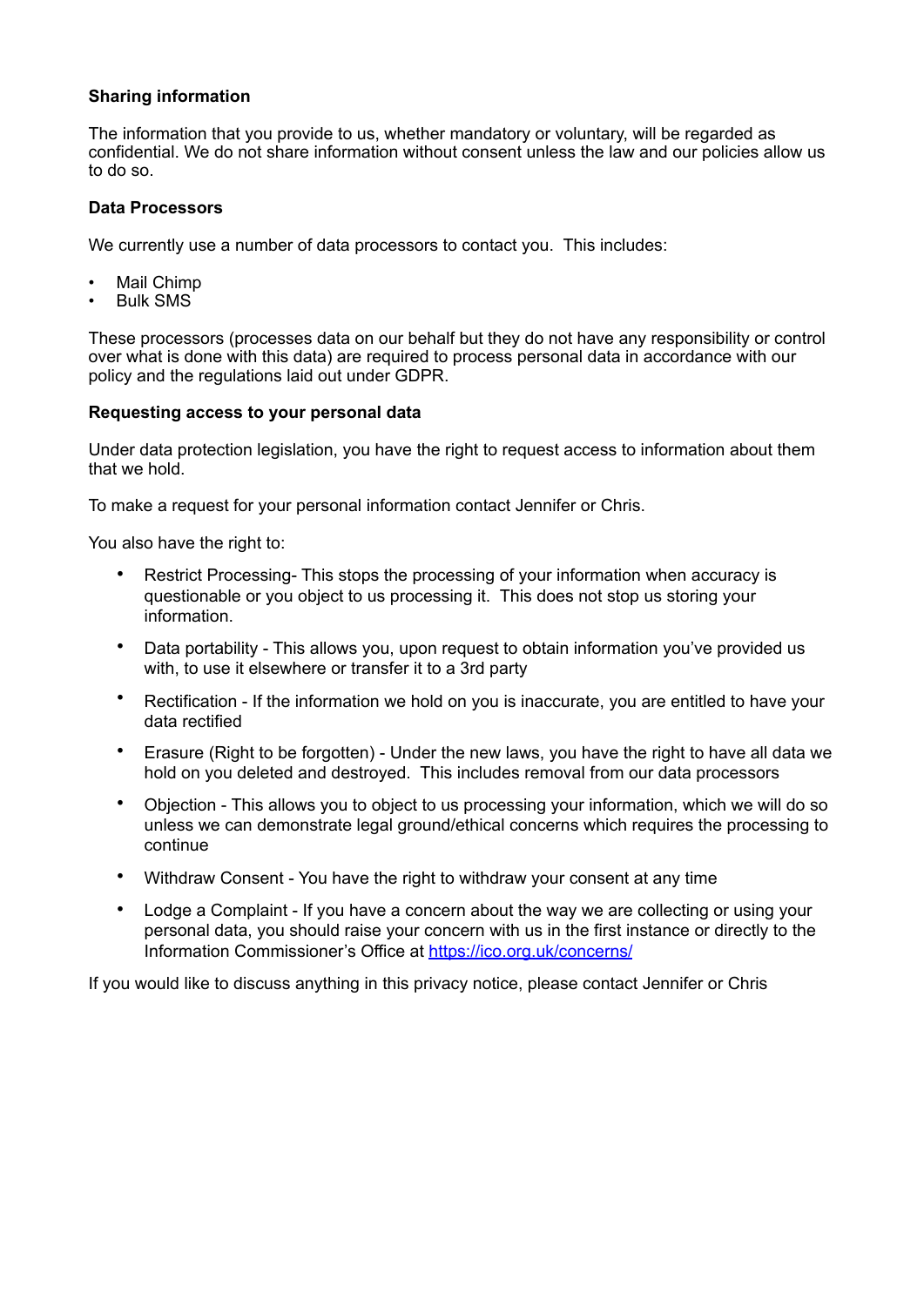**Sharing information**

The information that you provide to us, whether mandatory or voluntary, will be regarded as confidential. We do not share information without consent unless the law and our policies allow us to do so.

**Data Processors**

We currently use a number of data processors to contact you. This includes:

- Mail Chimp
- Bulk SMS

These processors (processes data on our behalf but they do not have any responsibility or control over what is done with this data) are required to process personal data in accordance with our policy and the regulations laid out under GDPR.

**Requesting access to your personal data**

Under data protection legislation, you have the right to request access to information about them that we hold.

To make a request for your personal information contact Jennifer or Chris.

You also have the right to:

- Restrict Processing- This stops the processing of your information when accuracy is questionable or you object to us processing it. This does not stop us storing your information.
- Data portability - This allows you, upon request to obtain information you've provided us with, to use it elsewhere or transfer it to a 3rd party
- Rectification - If the information we hold on you is inaccurate, you are entitled to have your data rectified
- Erasure (Right to be forgotten) - Under the new laws, you have the right to have all data we hold on you deleted and destroyed. This includes removal from our data processors
- Objection - This allows you to object to us processing your information, which we will do so unless we can demonstrate legal ground/ethical concerns which requires the processing to continue
- Withdraw Consent - You have the right to withdraw your consent at any time
- Lodge a Complaint - If you have a concern about the way we are collecting or using your personal data, you should raise your concern with us in the first instance or directly to the Information Commissioner's Office at https://ico.org.uk/concerns/

If you would like to discuss anything in this privacy notice, please contact Jennifer or Chris